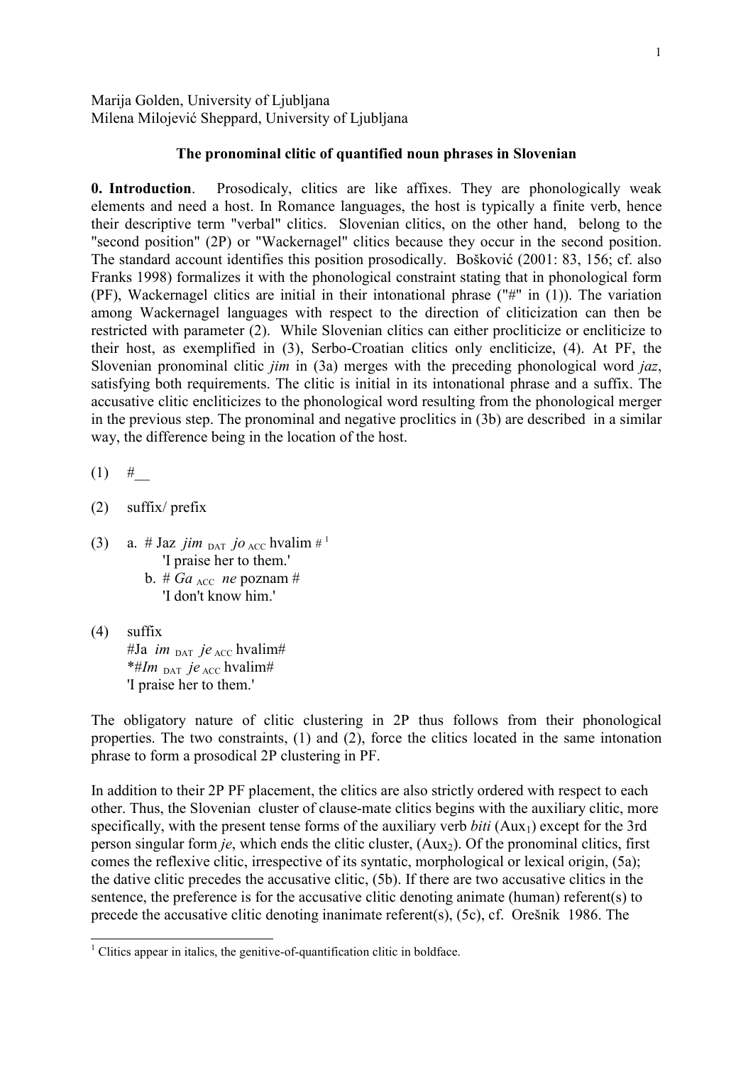Marija Golden, University of Ljubljana
Milena Milojević Sheppard, University of Ljubljana

## The pronominal clitic of quantified noun phrases in Slovenian

**0. Introduction**. Prosodicaly, clitics are like affixes. They are phonologically weak elements and need a host. In Romance languages, the host is typically a finite verb, hence their descriptive term "verbal" clitics. Slovenian clitics, on the other hand, belong to the "second position" (2P) or "Wackernagel" clitics because they occur in the second position. The standard account identifies this position prosodically. Bošković (2001: 83, 156; cf. also Franks 1998) formalizes it with the phonological constraint stating that in phonological form (PF), Wackernagel clitics are initial in their intonational phrase ("#" in (1)). The variation among Wackernagel languages with respect to the direction of cliticization can then be restricted with parameter (2). While Slovenian clitics can either procliticize or encliticize to their host, as exemplified in (3), Serbo-Croatian clitics only encliticize, (4). At PF, the Slovenian pronominal clitic *jim* in (3a) merges with the preceding phonological word *jaz*, satisfying both requirements. The clitic is initial in its intonational phrase and a suffix. The accusative clitic encliticizes to the phonological word resulting from the phonological merger in the previous step. The pronominal and negative proclitics in (3b) are described in a similar way, the difference being in the location of the host.

(1) #__

(2) suffix/ prefix

(3) a. # Jaz *jim* $_{\text{DAT}}$ *jo* $_{\text{ACC}}$ hvalim #[1]
'I praise her to them.'
b. # *Ga* $_{\text{ACC}}$ *ne* poznam #
'I don't know him.'

(4) suffix
#Ja *im* $_{\text{DAT}}$ *je* $_{\text{ACC}}$ hvalim#
*#*Im* $_{\text{DAT}}$ *je* $_{\text{ACC}}$ hvalim#
'I praise her to them.'

The obligatory nature of clitic clustering in 2P thus follows from their phonological properties. The two constraints, (1) and (2), force the clitics located in the same intonation phrase to form a prosodical 2P clustering in PF.

In addition to their 2P PF placement, the clitics are also strictly ordered with respect to each other. Thus, the Slovenian cluster of clause-mate clitics begins with the auxiliary clitic, more specifically, with the present tense forms of the auxiliary verb *biti* ($\text{Aux}_1$) except for the 3rd person singular form *je*, which ends the clitic cluster, ($\text{Aux}_2$). Of the pronominal clitics, first comes the reflexive clitic, irrespective of its syntatic, morphological or lexical origin, (5a); the dative clitic precedes the accusative clitic, (5b). If there are two accusative clitics in the sentence, the preference is for the accusative clitic denoting animate (human) referent(s) to precede the accusative clitic denoting inanimate referent(s), (5c), cf. Orešnik 1986. The

---

[1] Clitics appear in italics, the genitive-of-quantification clitic in boldface.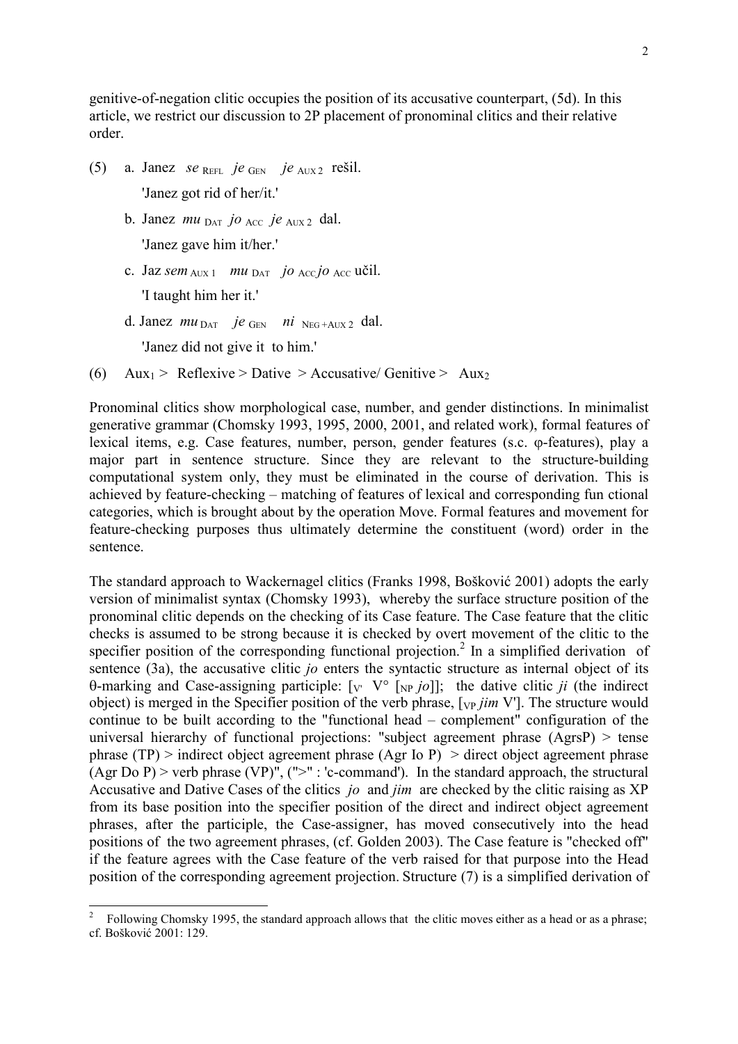genitive-of-negation clitic occupies the position of its accusative counterpart, (5d). In this article, we restrict our discussion to 2P placement of pronominal clitics and their relative order.

(5) a. Janez *se* $_{\text{REFL}}$ *je* $_{\text{GEN}}$ *je* $_{\text{AUX 2}}$ rešil.

'Janez got rid of her/it.'

b. Janez *mu* $_{\text{DAT}}$ *jo* $_{\text{ACC}}$ *je* $_{\text{AUX 2}}$ dal.

'Janez gave him it/her.'

c. Jaz *sem* $_{\text{AUX 1}}$ *mu* $_{\text{DAT}}$ *jo* $_{\text{ACC}}$ *jo* $_{\text{ACC}}$ učil.

'I taught him her it.'

d. Janez *mu* $_{\text{DAT}}$ *je* $_{\text{GEN}}$ *ni* $_{\text{NEG+AUX 2}}$ dal.

'Janez did not give it to him.'

(6) $\text{Aux}_1$ > Reflexive > Dative > Accusative/ Genitive > $\text{Aux}_2$

Pronominal clitics show morphological case, number, and gender distinctions. In minimalist generative grammar (Chomsky 1993, 1995, 2000, 2001, and related work), formal features of lexical items, e.g. Case features, number, person, gender features (s.c. φ-features), play a major part in sentence structure. Since they are relevant to the structure-building computational system only, they must be eliminated in the course of derivation. This is achieved by feature-checking – matching of features of lexical and corresponding fun ctional categories, which is brought about by the operation Move. Formal features and movement for feature-checking purposes thus ultimately determine the constituent (word) order in the sentence.

The standard approach to Wackernagel clitics (Franks 1998, Bošković 2001) adopts the early version of minimalist syntax (Chomsky 1993), whereby the surface structure position of the pronominal clitic depends on the checking of its Case feature. The Case feature that the clitic checks is assumed to be strong because it is checked by overt movement of the clitic to the specifier position of the corresponding functional projection.[2] In a simplified derivation of sentence (3a), the accusative clitic *jo* enters the syntactic structure as internal object of its θ-marking and Case-assigning participle: $[_{V'}\ V°\ [_{NP}\ jo]]$; the dative clitic *ji* (the indirect object) is merged in the Specifier position of the verb phrase, $[_{VP}\ jim\ V']$. The structure would continue to be built according to the "functional head – complement" configuration of the universal hierarchy of functional projections: "subject agreement phrase (AgrsP) > tense phrase (TP) > indirect object agreement phrase (Agr Io P) > direct object agreement phrase (Agr Do P) > verb phrase (VP)", (">" : 'c-command'). In the standard approach, the structural Accusative and Dative Cases of the clitics *jo* and *jim* are checked by the clitic raising as XP from its base position into the specifier position of the direct and indirect object agreement phrases, after the participle, the Case-assigner, has moved consecutively into the head positions of the two agreement phrases, (cf. Golden 2003). The Case feature is "checked off" if the feature agrees with the Case feature of the verb raised for that purpose into the Head position of the corresponding agreement projection. Structure (7) is a simplified derivation of

[2] Following Chomsky 1995, the standard approach allows that the clitic moves either as a head or as a phrase; cf. Bošković 2001: 129.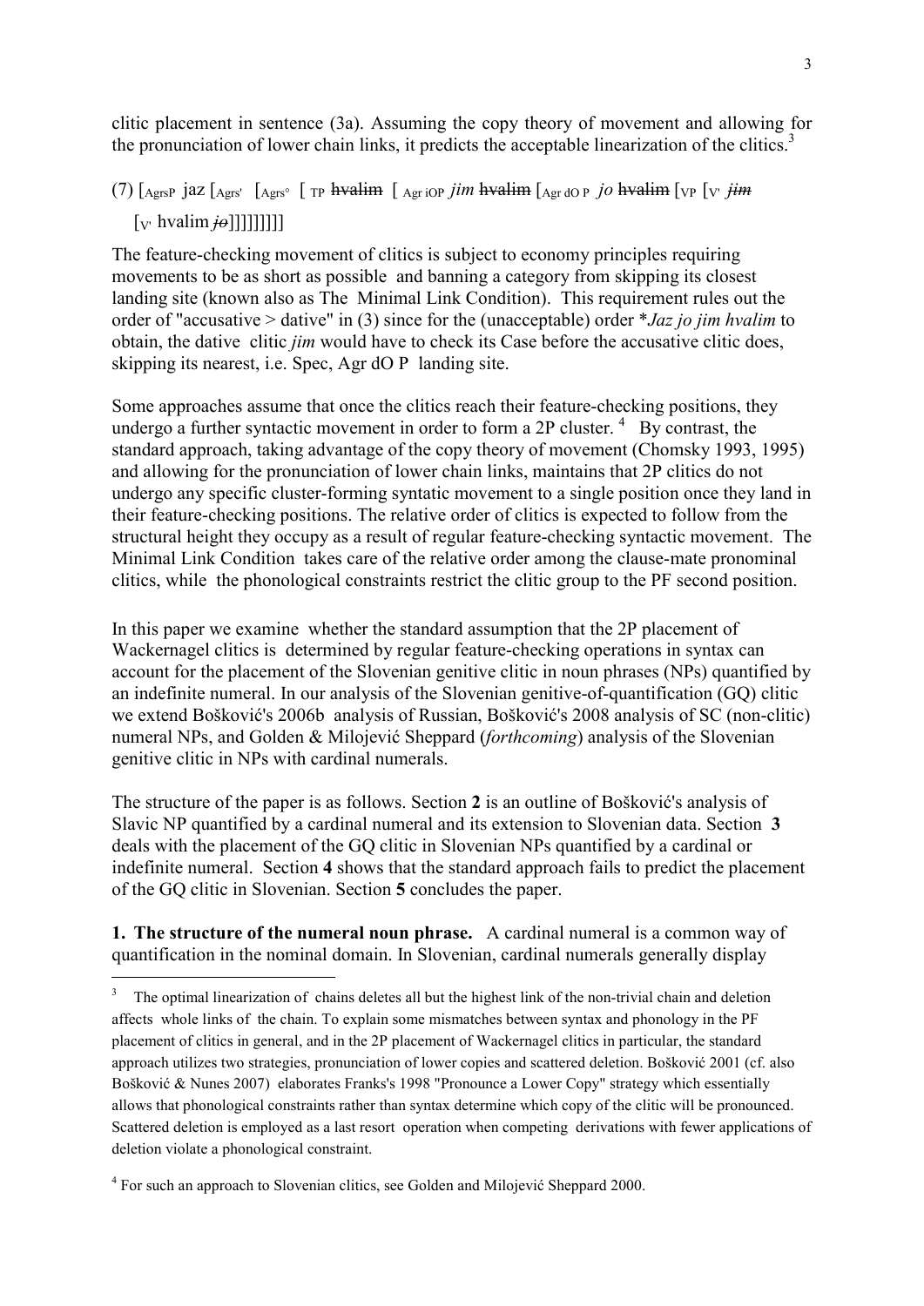clitic placement in sentence (3a). Assuming the copy theory of movement and allowing for the pronunciation of lower chain links, it predicts the acceptable linearization of the clitics.[3]

(7) [$_{AgrsP}$ jaz [$_{Agrs'}$ [$_{Agrs°}$ [ $_{TP}$ ~~hvalim~~ [ $_{Agr\ iOP}$ *jim* ~~hvalim~~ [$_{Agr\ dO\ P}$ *jo* ~~hvalim~~ [$_{VP}$ [$_{V'}$ ~~*jim*~~ [$_{V'}$ hvalim ~~*jo*~~]]]]]]]]]

The feature-checking movement of clitics is subject to economy principles requiring movements to be as short as possible and banning a category from skipping its closest landing site (known also as The Minimal Link Condition). This requirement rules out the order of "accusative > dative" in (3) since for the (unacceptable) order \**Jaz jo jim hvalim* to obtain, the dative clitic *jim* would have to check its Case before the accusative clitic does, skipping its nearest, i.e. Spec, Agr dO P landing site.

Some approaches assume that once the clitics reach their feature-checking positions, they undergo a further syntactic movement in order to form a 2P cluster.[4] By contrast, the standard approach, taking advantage of the copy theory of movement (Chomsky 1993, 1995) and allowing for the pronunciation of lower chain links, maintains that 2P clitics do not undergo any specific cluster-forming syntactic movement to a single position once they land in their feature-checking positions. The relative order of clitics is expected to follow from the structural height they occupy as a result of regular feature-checking syntactic movement. The Minimal Link Condition takes care of the relative order among the clause-mate pronominal clitics, while the phonological constraints restrict the clitic group to the PF second position.

In this paper we examine whether the standard assumption that the 2P placement of Wackernagel clitics is determined by regular feature-checking operations in syntax can account for the placement of the Slovenian genitive clitic in noun phrases (NPs) quantified by an indefinite numeral. In our analysis of the Slovenian genitive-of-quantification (GQ) clitic we extend Bošković's 2006b analysis of Russian, Bošković's 2008 analysis of SC (non-clitic) numeral NPs, and Golden & Milojević Sheppard (*forthcoming*) analysis of the Slovenian genitive clitic in NPs with cardinal numerals.

The structure of the paper is as follows. Section **2** is an outline of Bošković's analysis of Slavic NP quantified by a cardinal numeral and its extension to Slovenian data. Section **3** deals with the placement of the GQ clitic in Slovenian NPs quantified by a cardinal or indefinite numeral. Section **4** shows that the standard approach fails to predict the placement of the GQ clitic in Slovenian. Section **5** concludes the paper.

**1. The structure of the numeral noun phrase.** A cardinal numeral is a common way of quantification in the nominal domain. In Slovenian, cardinal numerals generally display

---

[3] The optimal linearization of chains deletes all but the highest link of the non-trivial chain and deletion affects whole links of the chain. To explain some mismatches between syntax and phonology in the PF placement of clitics in general, and in the 2P placement of Wackernagel clitics in particular, the standard approach utilizes two strategies, pronunciation of lower copies and scattered deletion. Bošković 2001 (cf. also Bošković & Nunes 2007) elaborates Franks's 1998 "Pronounce a Lower Copy" strategy which essentially allows that phonological constraints rather than syntax determine which copy of the clitic will be pronounced. Scattered deletion is employed as a last resort operation when competing derivations with fewer applications of deletion violate a phonological constraint.

[4] For such an approach to Slovenian clitics, see Golden and Milojević Sheppard 2000.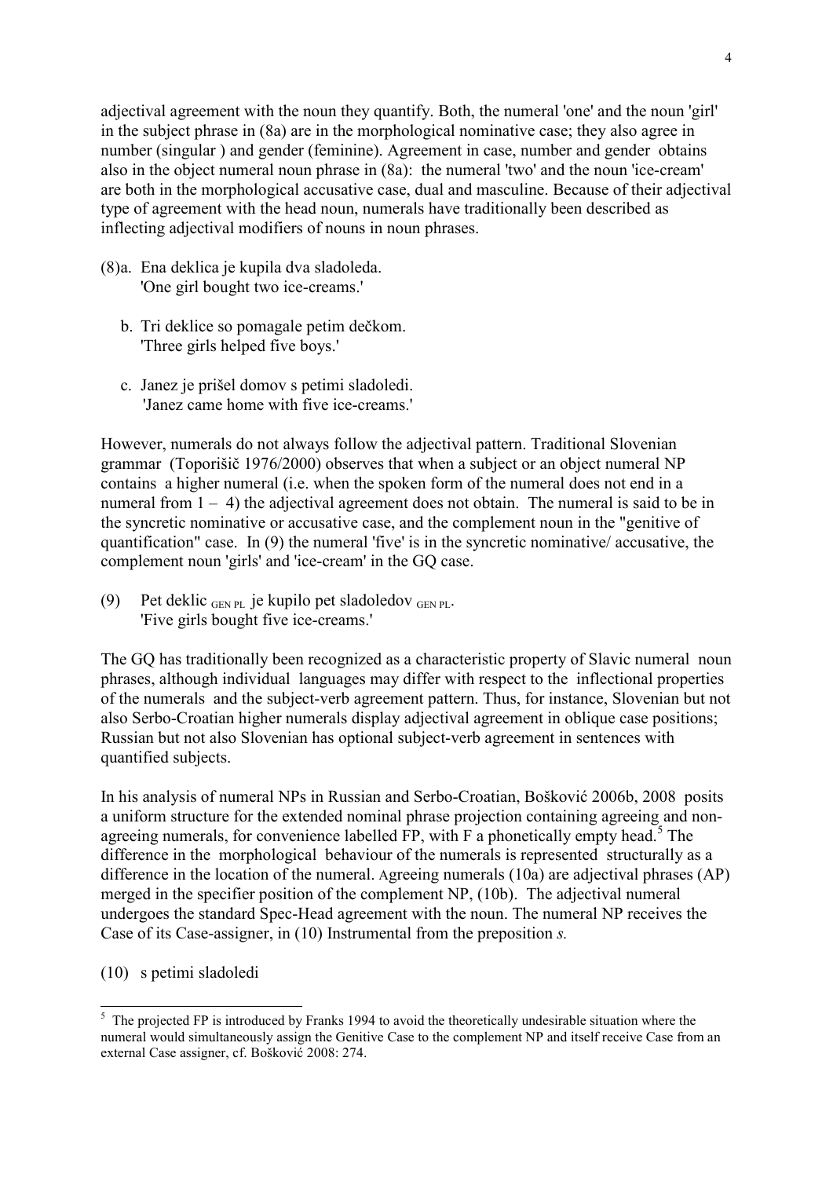adjectival agreement with the noun they quantify. Both, the numeral 'one' and the noun 'girl' in the subject phrase in (8a) are in the morphological nominative case; they also agree in number (singular ) and gender (feminine). Agreement in case, number and gender obtains also in the object numeral noun phrase in (8a): the numeral 'two' and the noun 'ice-cream' are both in the morphological accusative case, dual and masculine. Because of their adjectival type of agreement with the head noun, numerals have traditionally been described as inflecting adjectival modifiers of nouns in noun phrases.

(8)a. Ena deklica je kupila dva sladoleda.
'One girl bought two ice-creams.'

b. Tri deklice so pomagale petim dečkom.
'Three girls helped five boys.'

c. Janez je prišel domov s petimi sladoledi.
'Janez came home with five ice-creams.'

However, numerals do not always follow the adjectival pattern. Traditional Slovenian grammar (Toporišič 1976/2000) observes that when a subject or an object numeral NP contains a higher numeral (i.e. when the spoken form of the numeral does not end in a numeral from 1 – 4) the adjectival agreement does not obtain. The numeral is said to be in the syncretic nominative or accusative case, and the complement noun in the "genitive of quantification" case. In (9) the numeral 'five' is in the syncretic nominative/ accusative, the complement noun 'girls' and 'ice-cream' in the GQ case.

(9) Pet deklic $_{\text{GEN PL}}$ je kupilo pet sladoledov $_{\text{GEN PL}}$.
'Five girls bought five ice-creams.'

The GQ has traditionally been recognized as a characteristic property of Slavic numeral noun phrases, although individual languages may differ with respect to the inflectional properties of the numerals and the subject-verb agreement pattern. Thus, for instance, Slovenian but not also Serbo-Croatian higher numerals display adjectival agreement in oblique case positions; Russian but not also Slovenian has optional subject-verb agreement in sentences with quantified subjects.

In his analysis of numeral NPs in Russian and Serbo-Croatian, Bošković 2006b, 2008 posits a uniform structure for the extended nominal phrase projection containing agreeing and non-agreeing numerals, for convenience labelled FP, with F a phonetically empty head.[5] The difference in the morphological behaviour of the numerals is represented structurally as a difference in the location of the numeral. Agreeing numerals (10a) are adjectival phrases (AP) merged in the specifier position of the complement NP, (10b). The adjectival numeral undergoes the standard Spec-Head agreement with the noun. The numeral NP receives the Case of its Case-assigner, in (10) Instrumental from the preposition *s.*

(10) s petimi sladoledi

---

[5] The projected FP is introduced by Franks 1994 to avoid the theoretically undesirable situation where the numeral would simultaneously assign the Genitive Case to the complement NP and itself receive Case from an external Case assigner, cf. Bošković 2008: 274.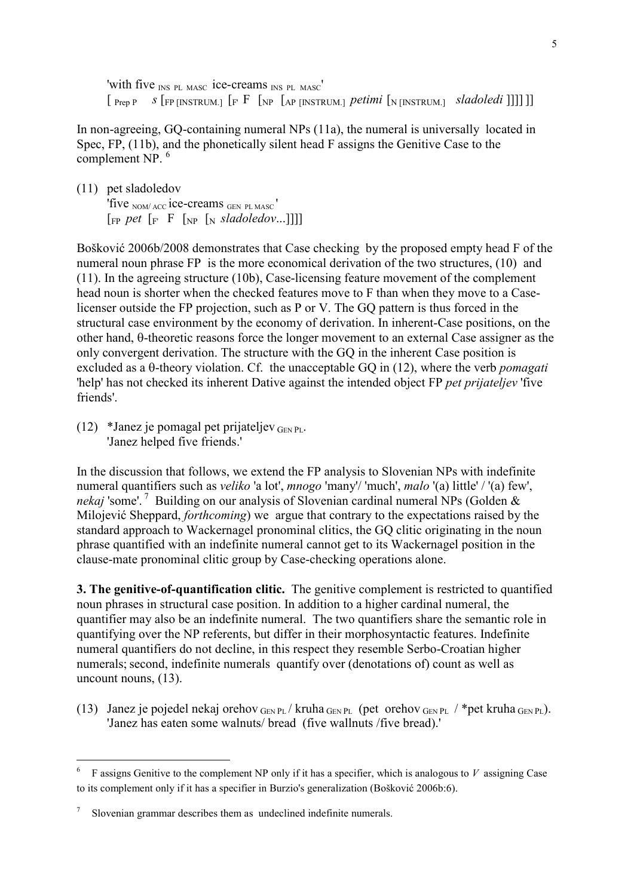'with five $_{\text{INS PL MASC}}$ ice-creams $_{\text{INS PL MASC}}$'
[ $_{\text{Prep P}}$ *s* [$_{\text{FP [INSTRUM.]}}$ [$_{\text{F'}}$ F [$_{\text{NP}}$ [$_{\text{AP [INSTRUM.]}}$ *petimi* [$_{\text{N [INSTRUM.]}}$ *sladoledi* ]]]] ]]

In non-agreeing, GQ-containing numeral NPs (11a), the numeral is universally located in Spec, FP, (11b), and the phonetically silent head F assigns the Genitive Case to the complement NP. [6]

(11) pet sladoledov
'five $_{\text{NOM/ ACC}}$ ice-creams $_{\text{GEN PL MASC}}$'
[$_{\text{FP}}$ *pet* [$_{\text{F'}}$ F [$_{\text{NP}}$ [$_{\text{N}}$ *sladoledov*...]]]]

Bošković 2006b/2008 demonstrates that Case checking by the proposed empty head F of the numeral noun phrase FP is the more economical derivation of the two structures, (10) and (11). In the agreeing structure (10b), Case-licensing feature movement of the complement head noun is shorter when the checked features move to F than when they move to a Case-licenser outside the FP projection, such as P or V. The GQ pattern is thus forced in the structural case environment by the economy of derivation. In inherent-Case positions, on the other hand, θ-theoretic reasons force the longer movement to an external Case assigner as the only convergent derivation. The structure with the GQ in the inherent Case position is excluded as a θ-theory violation. Cf. the unacceptable GQ in (12), where the verb *pomagati* 'help' has not checked its inherent Dative against the intended object FP *pet prijateljev* 'five friends'.

(12) *Janez je pomagal pet prijateljev $_{\text{GEN PL}}$.
'Janez helped five friends.'

In the discussion that follows, we extend the FP analysis to Slovenian NPs with indefinite numeral quantifiers such as *veliko* 'a lot', *mnogo* 'many'/ 'much', *malo* '(a) little' / '(a) few', *nekaj* 'some'. [7] Building on our analysis of Slovenian cardinal numeral NPs (Golden & Milojević Sheppard, *forthcoming*) we argue that contrary to the expectations raised by the standard approach to Wackernagel pronominal clitics, the GQ clitic originating in the noun phrase quantified with an indefinite numeral cannot get to its Wackernagel position in the clause-mate pronominal clitic group by Case-checking operations alone.

**3. The genitive-of-quantification clitic.** The genitive complement is restricted to quantified noun phrases in structural case position. In addition to a higher cardinal numeral, the quantifier may also be an indefinite numeral. The two quantifiers share the semantic role in quantifying over the NP referents, but differ in their morphosyntactic features. Indefinite numeral quantifiers do not decline, in this respect they resemble Serbo-Croatian higher numerals; second, indefinite numerals quantify over (denotations of) count as well as uncount nouns, (13).

(13) Janez je pojedel nekaj orehov $_{\text{GEN PL}}$ / kruha $_{\text{GEN PL}}$ (pet orehov $_{\text{GEN PL}}$ / *pet kruha $_{\text{GEN PL}}$).
'Janez has eaten some walnuts/ bread (five wallnuts /five bread).'

---

[6] F assigns Genitive to the complement NP only if it has a specifier, which is analogous to *V* assigning Case to its complement only if it has a specifier in Burzio's generalization (Bošković 2006b:6).

[7] Slovenian grammar describes them as undeclined indefinite numerals.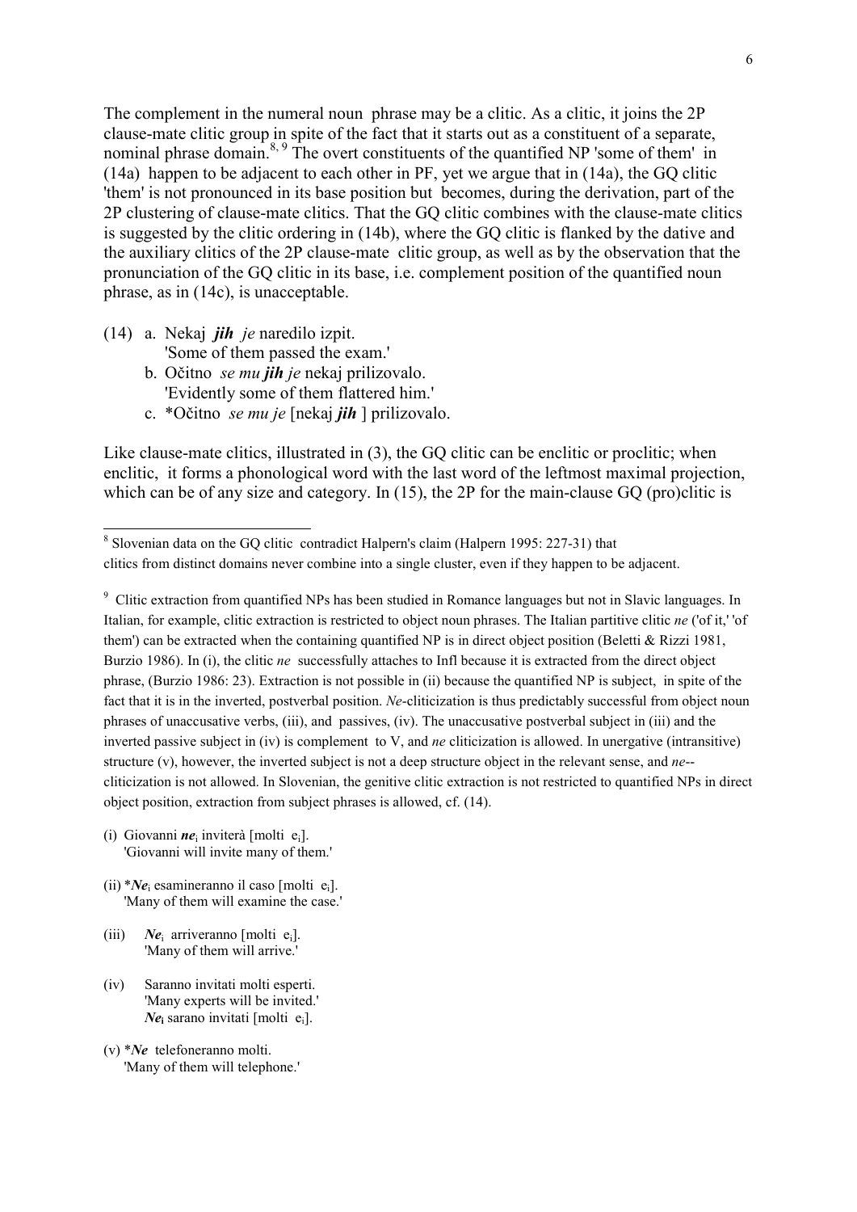The complement in the numeral noun phrase may be a clitic. As a clitic, it joins the 2P clause-mate clitic group in spite of the fact that it starts out as a constituent of a separate, nominal phrase domain.[8, 9] The overt constituents of the quantified NP 'some of them' in (14a) happen to be adjacent to each other in PF, yet we argue that in (14a), the GQ clitic 'them' is not pronounced in its base position but becomes, during the derivation, part of the 2P clustering of clause-mate clitics. That the GQ clitic combines with the clause-mate clitics is suggested by the clitic ordering in (14b), where the GQ clitic is flanked by the dative and the auxiliary clitics of the 2P clause-mate clitic group, as well as by the observation that the pronunciation of the GQ clitic in its base, i.e. complement position of the quantified noun phrase, as in (14c), is unacceptable.

(14) a. Nekaj ***jih*** *je* naredilo izpit.
 'Some of them passed the exam.'
 b. Očitno *se mu* ***jih*** *je* nekaj prilizovalo.
 'Evidently some of them flattered him.'
 c. *Očitno *se mu je* [nekaj ***jih*** ] prilizovalo.

Like clause-mate clitics, illustrated in (3), the GQ clitic can be enclitic or proclitic; when enclitic, it forms a phonological word with the last word of the leftmost maximal projection, which can be of any size and category. In (15), the 2P for the main-clause GQ (pro)clitic is

---

[8] Slovenian data on the GQ clitic contradict Halpern's claim (Halpern 1995: 227-31) that clitics from distinct domains never combine into a single cluster, even if they happen to be adjacent.

[9] Clitic extraction from quantified NPs has been studied in Romance languages but not in Slavic languages. In Italian, for example, clitic extraction is restricted to object noun phrases. The Italian partitive clitic *ne* ('of it,' 'of them') can be extracted when the containing quantified NP is in direct object position (Beletti & Rizzi 1981, Burzio 1986). In (i), the clitic *ne* successfully attaches to Infl because it is extracted from the direct object phrase, (Burzio 1986: 23). Extraction is not possible in (ii) because the quantified NP is subject, in spite of the fact that it is in the inverted, postverbal position. *Ne*-cliticization is thus predictably successful from object noun phrases of unaccusative verbs, (iii), and passives, (iv). The unaccusative postverbal subject in (iii) and the inverted passive subject in (iv) is complement to V, and *ne* cliticization is allowed. In unergative (intransitive) structure (v), however, the inverted subject is not a deep structure object in the relevant sense, and *ne*--cliticization is not allowed. In Slovenian, the genitive clitic extraction is not restricted to quantified NPs in direct object position, extraction from subject phrases is allowed, cf. (14).

(i) Giovanni ***ne***$_i$ inviterà [molti e$_i$].
 'Giovanni will invite many of them.'

(ii) ****Ne***$_i$ esamineranno il caso [molti e$_i$].
 'Many of them will examine the case.'

(iii) ***Ne***$_i$ arriveranno [molti e$_i$].
 'Many of them will arrive.'

(iv) Saranno invitati molti esperti.
 'Many experts will be invited.'
 ***Ne***$_i$ sarano invitati [molti e$_i$].

(v) ****Ne*** telefoneranno molti.
 'Many of them will telephone.'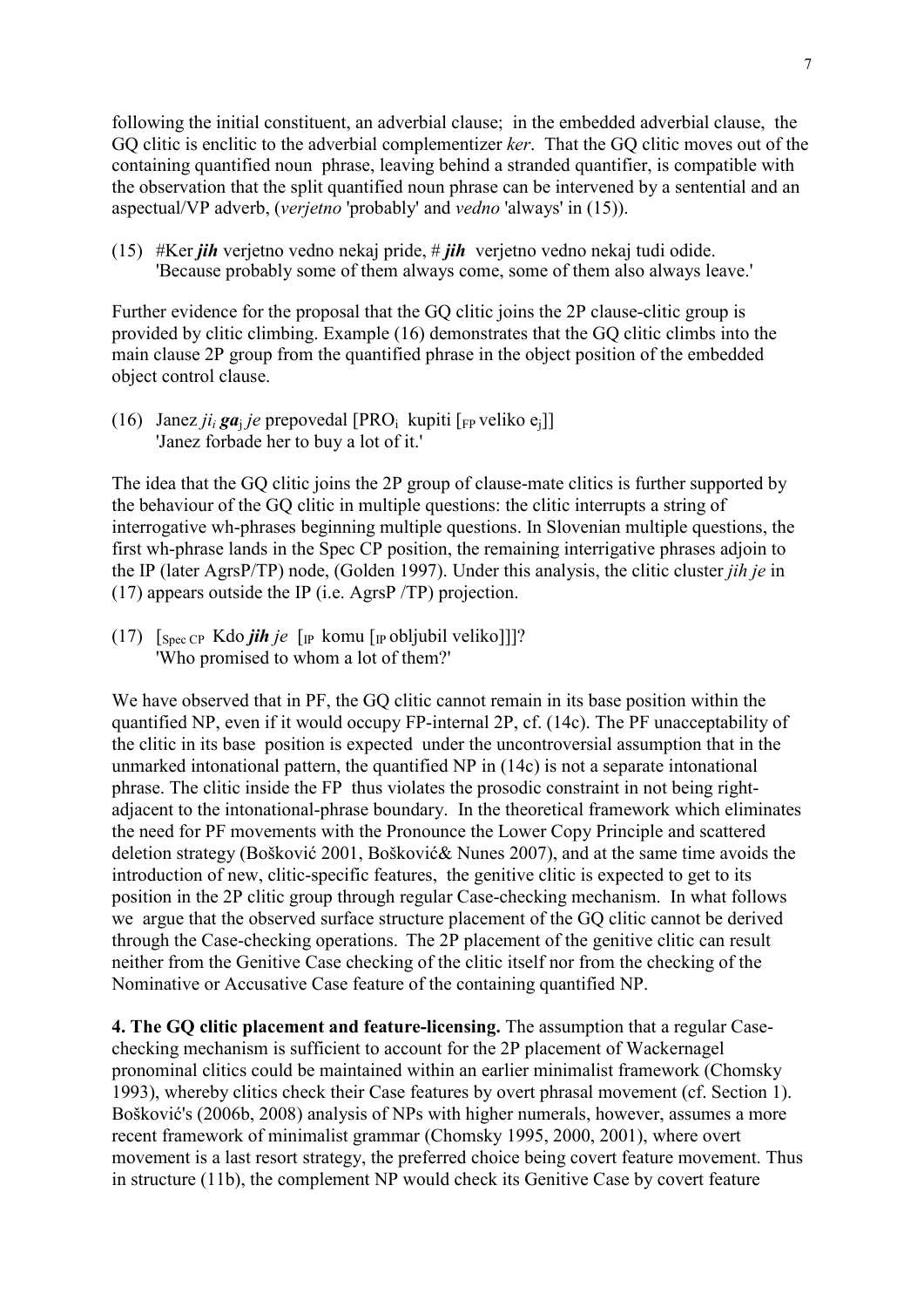following the initial constituent, an adverbial clause; in the embedded adverbial clause, the GQ clitic is enclitic to the adverbial complementizer *ker*. That the GQ clitic moves out of the containing quantified noun phrase, leaving behind a stranded quantifier, is compatible with the observation that the split quantified noun phrase can be intervened by a sentential and an aspectual/VP adverb, (*verjetno* 'probably' and *vedno* 'always' in (15)).

(15) #Ker ***jih*** verjetno vedno nekaj pride, # ***jih*** verjetno vedno nekaj tudi odide.
'Because probably some of them always come, some of them also always leave.'

Further evidence for the proposal that the GQ clitic joins the 2P clause-clitic group is provided by clitic climbing. Example (16) demonstrates that the GQ clitic climbs into the main clause 2P group from the quantified phrase in the object position of the embedded object control clause.

(16) Janez *ji*$_i$ ***ga***$_j$ *je* prepovedal [PRO$_i$ kupiti [$_{FP}$ veliko e$_j$]]
'Janez forbade her to buy a lot of it.'

The idea that the GQ clitic joins the 2P group of clause-mate clitics is further supported by the behaviour of the GQ clitic in multiple questions: the clitic interrupts a string of interrogative wh-phrases beginning multiple questions. In Slovenian multiple questions, the first wh-phrase lands in the Spec CP position, the remaining interrigative phrases adjoin to the IP (later AgrsP/TP) node, (Golden 1997). Under this analysis, the clitic cluster *jih je* in (17) appears outside the IP (i.e. AgrsP /TP) projection.

(17) [$_{Spec\ CP}$ Kdo ***jih*** *je* [$_{IP}$ komu [$_{IP}$ obljubil veliko]]]?
'Who promised to whom a lot of them?'

We have observed that in PF, the GQ clitic cannot remain in its base position within the quantified NP, even if it would occupy FP-internal 2P, cf. (14c). The PF unacceptability of the clitic in its base position is expected under the uncontroversial assumption that in the unmarked intonational pattern, the quantified NP in (14c) is not a separate intonational phrase. The clitic inside the FP thus violates the prosodic constraint in not being right-adjacent to the intonational-phrase boundary. In the theoretical framework which eliminates the need for PF movements with the Pronounce the Lower Copy Principle and scattered deletion strategy (Bošković 2001, Bošković& Nunes 2007), and at the same time avoids the introduction of new, clitic-specific features, the genitive clitic is expected to get to its position in the 2P clitic group through regular Case-checking mechanism. In what follows we argue that the observed surface structure placement of the GQ clitic cannot be derived through the Case-checking operations. The 2P placement of the genitive clitic can result neither from the Genitive Case checking of the clitic itself nor from the checking of the Nominative or Accusative Case feature of the containing quantified NP.

**4. The GQ clitic placement and feature-licensing.** The assumption that a regular Case-checking mechanism is sufficient to account for the 2P placement of Wackernagel pronominal clitics could be maintained within an earlier minimalist framework (Chomsky 1993), whereby clitics check their Case features by overt phrasal movement (cf. Section 1). Bošković's (2006b, 2008) analysis of NPs with higher numerals, however, assumes a more recent framework of minimalist grammar (Chomsky 1995, 2000, 2001), where overt movement is a last resort strategy, the preferred choice being covert feature movement. Thus in structure (11b), the complement NP would check its Genitive Case by covert feature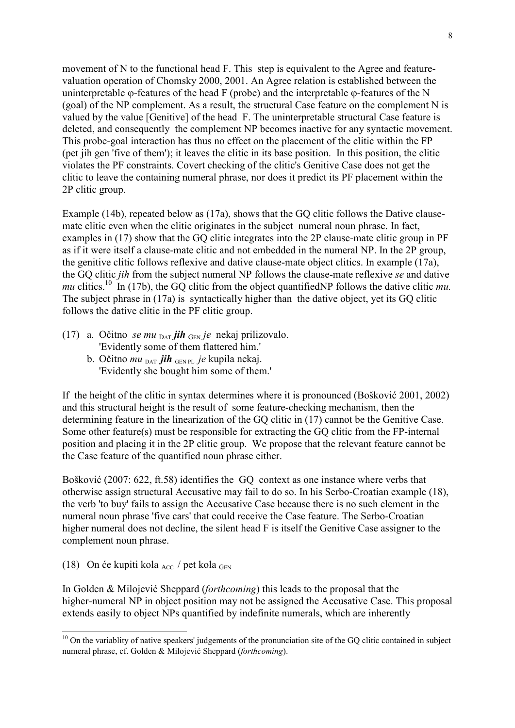movement of N to the functional head F. This step is equivalent to the Agree and feature-valuation operation of Chomsky 2000, 2001. An Agree relation is established between the uninterpretable φ-features of the head F (probe) and the interpretable φ-features of the N (goal) of the NP complement. As a result, the structural Case feature on the complement N is valued by the value [Genitive] of the head F. The uninterpretable structural Case feature is deleted, and consequently the complement NP becomes inactive for any syntactic movement. This probe-goal interaction has thus no effect on the placement of the clitic within the FP (pet jih gen 'five of them'); it leaves the clitic in its base position. In this position, the clitic violates the PF constraints. Covert checking of the clitic's Genitive Case does not get the clitic to leave the containing numeral phrase, nor does it predict its PF placement within the 2P clitic group.

Example (14b), repeated below as (17a), shows that the GQ clitic follows the Dative clause-mate clitic even when the clitic originates in the subject numeral noun phrase. In fact, examples in (17) show that the GQ clitic integrates into the 2P clause-mate clitic group in PF as if it were itself a clause-mate clitic and not embedded in the numeral NP. In the 2P group, the genitive clitic follows reflexive and dative clause-mate object clitics. In example (17a), the GQ clitic *jih* from the subject numeral NP follows the clause-mate reflexive *se* and dative *mu* clitics.[10] In (17b), the GQ clitic from the object quantifiedNP follows the dative clitic *mu.* The subject phrase in (17a) is syntactically higher than the dative object, yet its GQ clitic follows the dative clitic in the PF clitic group.

(17) a. Očitno *se mu* $_{\text{DAT}}$ ***jih*** $_{\text{GEN}}$ *je* nekaj prilizovalo.
'Evidently some of them flattered him.'

b. Očitno *mu* $_{\text{DAT}}$ ***jih*** $_{\text{GEN PL}}$ *je* kupila nekaj.
'Evidently she bought him some of them.'

If the height of the clitic in syntax determines where it is pronounced (Bošković 2001, 2002) and this structural height is the result of some feature-checking mechanism, then the determining feature in the linearization of the GQ clitic in (17) cannot be the Genitive Case. Some other feature(s) must be responsible for extracting the GQ clitic from the FP-internal position and placing it in the 2P clitic group. We propose that the relevant feature cannot be the Case feature of the quantified noun phrase either.

Bošković (2007: 622, ft.58) identifies the GQ context as one instance where verbs that otherwise assign structural Accusative may fail to do so. In his Serbo-Croatian example (18), the verb 'to buy' fails to assign the Accusative Case because there is no such element in the numeral noun phrase 'five cars' that could receive the Case feature. The Serbo-Croatian higher numeral does not decline, the silent head F is itself the Genitive Case assigner to the complement noun phrase.

(18) On će kupiti kola $_{\text{ACC}}$ / pet kola $_{\text{GEN}}$

In Golden & Milojević Sheppard (*forthcoming*) this leads to the proposal that the higher-numeral NP in object position may not be assigned the Accusative Case. This proposal extends easily to object NPs quantified by indefinite numerals, which are inherently

---

[10] On the variablity of native speakers' judgements of the pronunciation site of the GQ clitic contained in subject numeral phrase, cf. Golden & Milojević Sheppard (*forthcoming*).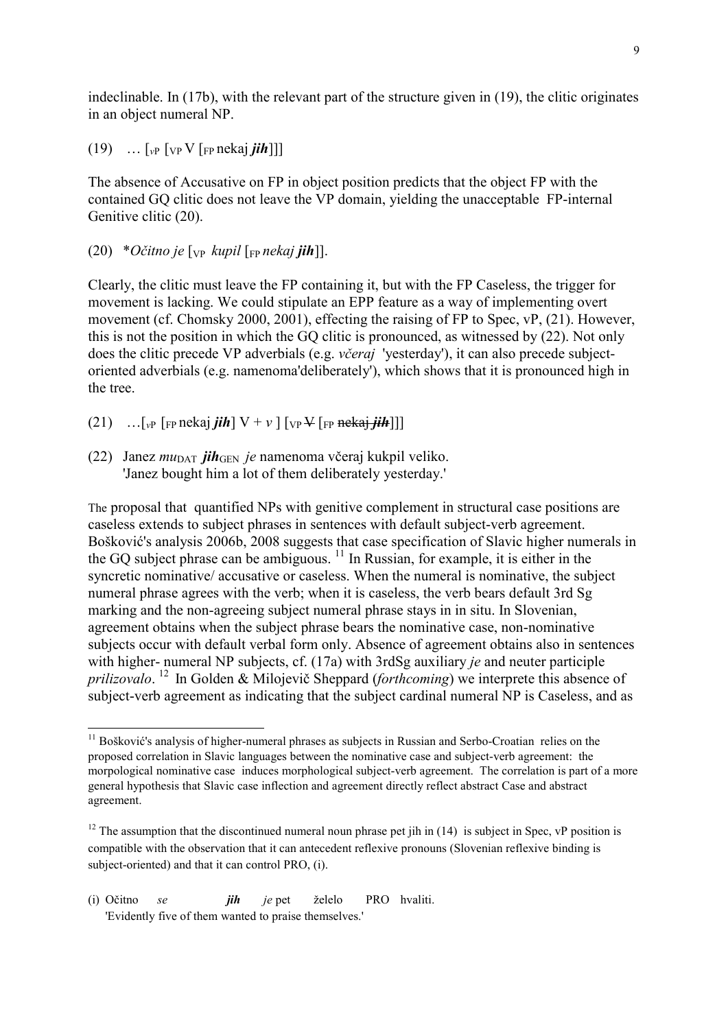indeclinable. In (17b), with the relevant part of the structure given in (19), the clitic originates in an object numeral NP.

(19) … [$_{vP}$ [$_{VP}$ V [$_{FP}$ nekaj ***jih***]]]

The absence of Accusative on FP in object position predicts that the object FP with the contained GQ clitic does not leave the VP domain, yielding the unacceptable FP-internal Genitive clitic (20).

(20) \**Očitno je* [$_{VP}$ *kupil* [$_{FP}$ *nekaj* ***jih***]].

Clearly, the clitic must leave the FP containing it, but with the FP Caseless, the trigger for movement is lacking. We could stipulate an EPP feature as a way of implementing overt movement (cf. Chomsky 2000, 2001), effecting the raising of FP to Spec, vP, (21). However, this is not the position in which the GQ clitic is pronounced, as witnessed by (22). Not only does the clitic precede VP adverbials (e.g. *včeraj* 'yesterday'), it can also precede subject-oriented adverbials (e.g. namenoma'deliberately'), which shows that it is pronounced high in the tree.

(21) …[$_{vP}$ [$_{FP}$ nekaj ***jih***] V + *v* ] [$_{VP}$ ~~V~~ [$_{FP}$ ~~nekaj *jih*~~]]]

(22) Janez *mu*$_{DAT}$ ***jih***$_{GEN}$ *je* namenoma včeraj kukpil veliko.
'Janez bought him a lot of them deliberately yesterday.'

The proposal that quantified NPs with genitive complement in structural case positions are caseless extends to subject phrases in sentences with default subject-verb agreement. Bošković's analysis 2006b, 2008 suggests that case specification of Slavic higher numerals in the GQ subject phrase can be ambiguous. [11] In Russian, for example, it is either in the syncretic nominative/ accusative or caseless. When the numeral is nominative, the subject numeral phrase agrees with the verb; when it is caseless, the verb bears default 3rd Sg marking and the non-agreeing subject numeral phrase stays in in situ. In Slovenian, agreement obtains when the subject phrase bears the nominative case, non-nominative subjects occur with default verbal form only. Absence of agreement obtains also in sentences with higher- numeral NP subjects, cf. (17a) with 3rdSg auxiliary *je* and neuter participle *prilizovalo*. [12] In Golden & Milojevič Sheppard (*forthcoming*) we interprete this absence of subject-verb agreement as indicating that the subject cardinal numeral NP is Caseless, and as

---

[11] Bošković's analysis of higher-numeral phrases as subjects in Russian and Serbo-Croatian relies on the proposed correlation in Slavic languages between the nominative case and subject-verb agreement: the morphological nominative case induces morphological subject-verb agreement. The correlation is part of a more general hypothesis that Slavic case inflection and agreement directly reflect abstract Case and abstract agreement.

[12] The assumption that the discontinued numeral noun phrase pet jih in (14) is subject in Spec, vP position is compatible with the observation that it can antecedent reflexive pronouns (Slovenian reflexive binding is subject-oriented) and that it can control PRO, (i).

(i) Očitno *se* ***jih*** *je* pet želelo PRO hvaliti.
'Evidently five of them wanted to praise themselves.'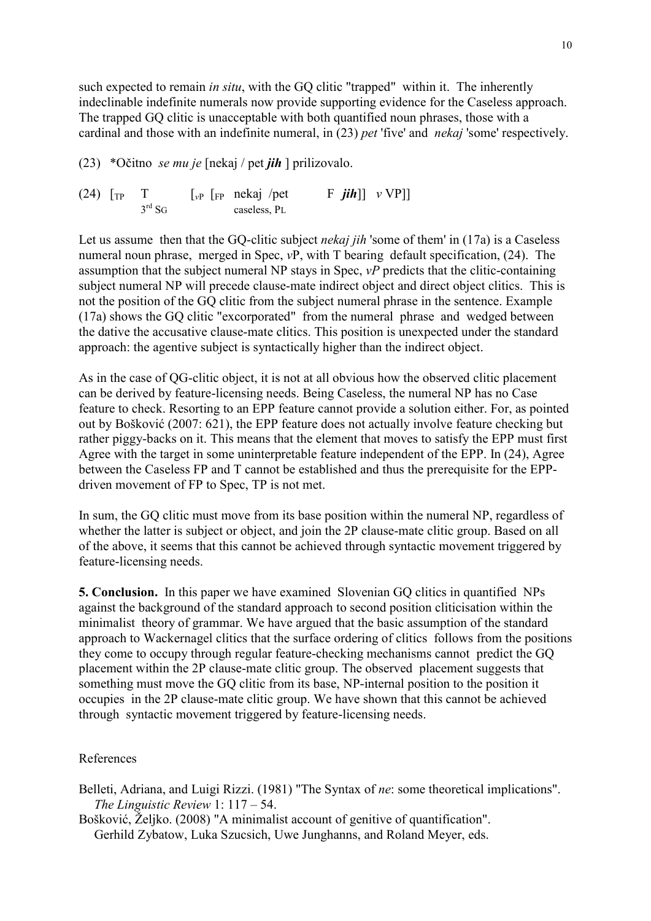such expected to remain *in situ*, with the GQ clitic "trapped" within it. The inherently indeclinable indefinite numerals now provide supporting evidence for the Caseless approach. The trapped GQ clitic is unacceptable with both quantified noun phrases, those with a cardinal and those with an indefinite numeral, in (23) *pet* 'five' and *nekaj* 'some' respectively.

(23) \*Očitno *se mu je* [nekaj / pet ***jih*** ] prilizovalo.

(24) [$_{TP}$ T [$_{vP}$ [$_{FP}$ nekaj /pet F ***jih***]] *v* VP]]
  $3^{rd}$ SG caseless, PL

Let us assume then that the GQ-clitic subject *nekaj jih* 'some of them' in (17a) is a Caseless numeral noun phrase, merged in Spec, *v*P, with T bearing default specification, (24). The assumption that the subject numeral NP stays in Spec, *vP* predicts that the clitic-containing subject numeral NP will precede clause-mate indirect object and direct object clitics. This is not the position of the GQ clitic from the subject numeral phrase in the sentence. Example (17a) shows the GQ clitic "excorporated" from the numeral phrase and wedged between the dative the accusative clause-mate clitics. This position is unexpected under the standard approach: the agentive subject is syntactically higher than the indirect object.

As in the case of QG-clitic object, it is not at all obvious how the observed clitic placement can be derived by feature-licensing needs. Being Caseless, the numeral NP has no Case feature to check. Resorting to an EPP feature cannot provide a solution either. For, as pointed out by Bošković (2007: 621), the EPP feature does not actually involve feature checking but rather piggy-backs on it. This means that the element that moves to satisfy the EPP must first Agree with the target in some uninterpretable feature independent of the EPP. In (24), Agree between the Caseless FP and T cannot be established and thus the prerequisite for the EPP-driven movement of FP to Spec, TP is not met.

In sum, the GQ clitic must move from its base position within the numeral NP, regardless of whether the latter is subject or object, and join the 2P clause-mate clitic group. Based on all of the above, it seems that this cannot be achieved through syntactic movement triggered by feature-licensing needs.

**5. Conclusion.** In this paper we have examined Slovenian GQ clitics in quantified NPs against the background of the standard approach to second position cliticisation within the minimalist theory of grammar. We have argued that the basic assumption of the standard approach to Wackernagel clitics that the surface ordering of clitics follows from the positions they come to occupy through regular feature-checking mechanisms cannot predict the GQ placement within the 2P clause-mate clitic group. The observed placement suggests that something must move the GQ clitic from its base, NP-internal position to the position it occupies in the 2P clause-mate clitic group. We have shown that this cannot be achieved through syntactic movement triggered by feature-licensing needs.

References

Belleti, Adriana, and Luigi Rizzi. (1981) "The Syntax of *ne*: some theoretical implications". *The Linguistic Review* 1: 117 – 54.

Bošković, Željko. (2008) "A minimalist account of genitive of quantification". Gerhild Zybatow, Luka Szucsich, Uwe Junghanns, and Roland Meyer, eds.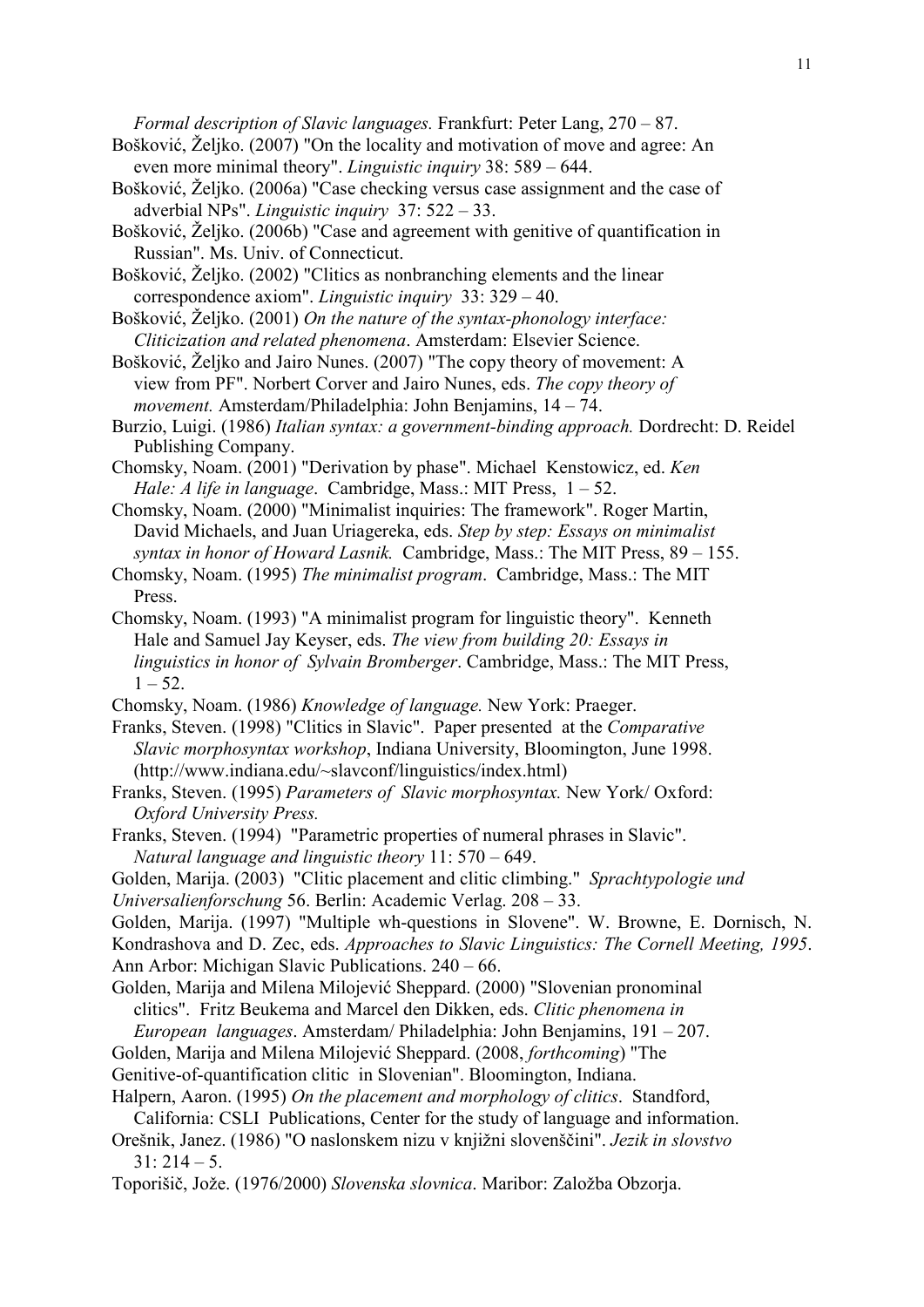*Formal description of Slavic languages.* Frankfurt: Peter Lang, 270 – 87.

Bošković, Željko. (2007) "On the locality and motivation of move and agree: An even more minimal theory". *Linguistic inquiry* 38: 589 – 644.

Bošković, Željko. (2006a) "Case checking versus case assignment and the case of adverbial NPs". *Linguistic inquiry* 37: 522 – 33.

Bošković, Željko. (2006b) "Case and agreement with genitive of quantification in Russian". Ms. Univ. of Connecticut.

Bošković, Željko. (2002) "Clitics as nonbranching elements and the linear correspondence axiom". *Linguistic inquiry* 33: 329 – 40.

Bošković, Željko. (2001) *On the nature of the syntax-phonology interface: Cliticization and related phenomena*. Amsterdam: Elsevier Science.

Bošković, Željko and Jairo Nunes. (2007) "The copy theory of movement: A view from PF". Norbert Corver and Jairo Nunes, eds. *The copy theory of movement.* Amsterdam/Philadelphia: John Benjamins, 14 – 74.

Burzio, Luigi. (1986) *Italian syntax: a government-binding approach.* Dordrecht: D. Reidel Publishing Company.

Chomsky, Noam. (2001) "Derivation by phase". Michael Kenstowicz, ed. *Ken Hale: A life in language*. Cambridge, Mass.: MIT Press, 1 – 52.

Chomsky, Noam. (2000) "Minimalist inquiries: The framework". Roger Martin, David Michaels, and Juan Uriagereka, eds. *Step by step: Essays on minimalist syntax in honor of Howard Lasnik.* Cambridge, Mass.: The MIT Press, 89 – 155.

Chomsky, Noam. (1995) *The minimalist program*. Cambridge, Mass.: The MIT Press.

Chomsky, Noam. (1993) "A minimalist program for linguistic theory". Kenneth Hale and Samuel Jay Keyser, eds. *The view from building 20: Essays in linguistics in honor of Sylvain Bromberger*. Cambridge, Mass.: The MIT Press, 1 – 52.

Chomsky, Noam. (1986) *Knowledge of language.* New York: Praeger.

Franks, Steven. (1998) "Clitics in Slavic". Paper presented at the *Comparative Slavic morphosyntax workshop*, Indiana University, Bloomington, June 1998. (http://www.indiana.edu/~slavconf/linguistics/index.html)

Franks, Steven. (1995) *Parameters of Slavic morphosyntax.* New York/ Oxford: *Oxford University Press.*

Franks, Steven. (1994) "Parametric properties of numeral phrases in Slavic". *Natural language and linguistic theory* 11: 570 – 649.

Golden, Marija. (2003) "Clitic placement and clitic climbing." *Sprachtypologie und Universalienforschung* 56. Berlin: Academic Verlag. 208 – 33.

Golden, Marija. (1997) "Multiple wh-questions in Slovene". W. Browne, E. Dornisch, N. Kondrashova and D. Zec, eds. *Approaches to Slavic Linguistics: The Cornell Meeting, 1995*. Ann Arbor: Michigan Slavic Publications. 240 – 66.

Golden, Marija and Milena Milojević Sheppard. (2000) "Slovenian pronominal clitics". Fritz Beukema and Marcel den Dikken, eds. *Clitic phenomena in European languages*. Amsterdam/ Philadelphia: John Benjamins, 191 – 207.

Golden, Marija and Milena Milojević Sheppard. (2008, *forthcoming*) "The Genitive-of-quantification clitic in Slovenian". Bloomington, Indiana.

Halpern, Aaron. (1995) *On the placement and morphology of clitics*. Standford, California: CSLI Publications, Center for the study of language and information.

Orešnik, Janez. (1986) "O naslonskem nizu v knjižni slovenščini". *Jezik in slovstvo* 31: 214 – 5.

Toporišič, Jože. (1976/2000) *Slovenska slovnica*. Maribor: Založba Obzorja.